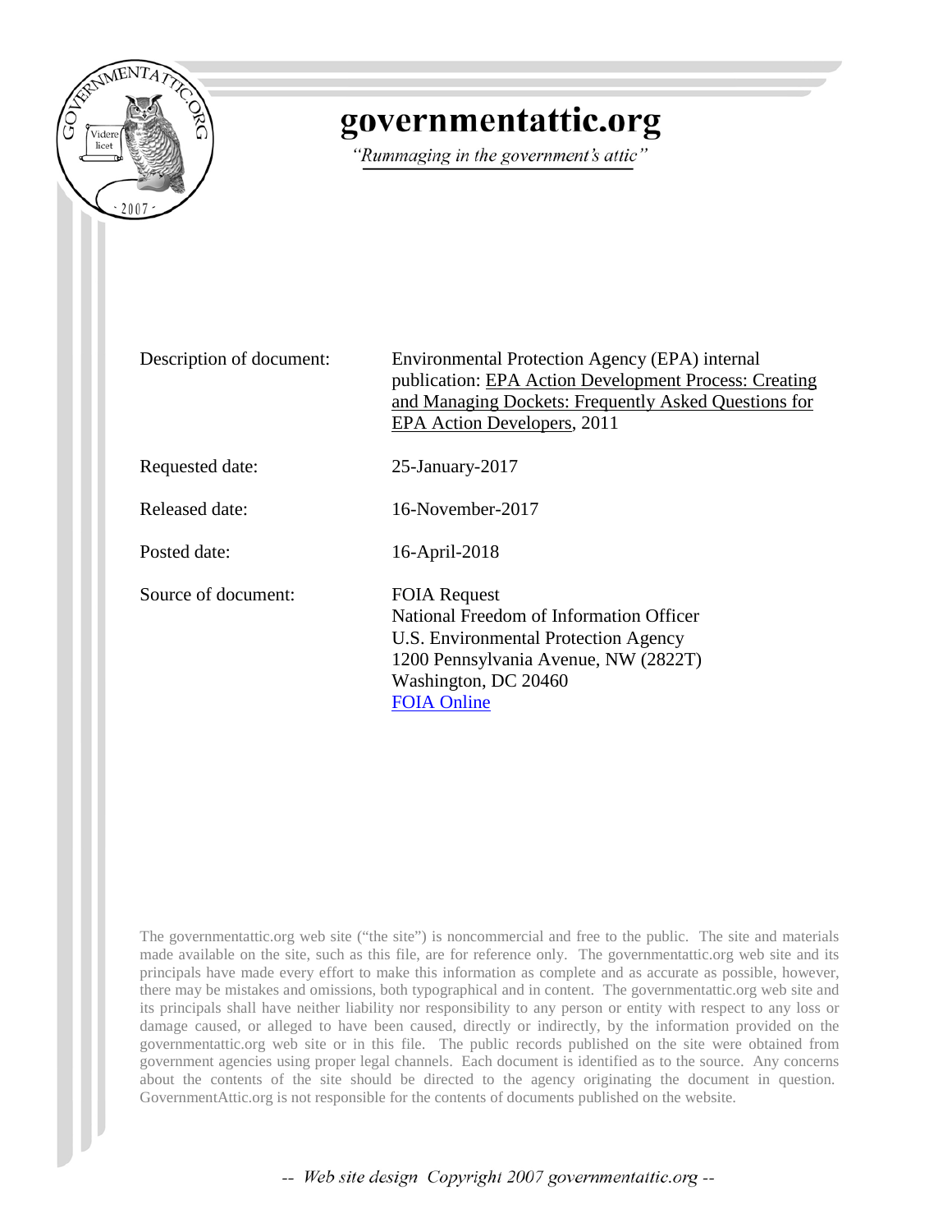# governmentattic.org

*"Rummaging in the government's attic"*

| | |
|---|---|
| Description of document: | Environmental Protection Agency (EPA) internal publication: EPA Action Development Process: Creating and Managing Dockets: Frequently Asked Questions for EPA Action Developers, 2011 |
| Requested date: | 25-January-2017 |
| Released date: | 16-November-2017 |
| Posted date: | 16-April-2018 |
| Source of document: | FOIA Request<br>National Freedom of Information Officer<br>U.S. Environmental Protection Agency<br>1200 Pennsylvania Avenue, NW (2822T)<br>Washington, DC 20460<br>FOIA Online |

The governmentattic.org web site ("the site") is noncommercial and free to the public. The site and materials made available on the site, such as this file, are for reference only. The governmentattic.org web site and its principals have made every effort to make this information as complete and as accurate as possible, however, there may be mistakes and omissions, both typographical and in content. The governmentattic.org web site and its principals shall have neither liability nor responsibility to any person or entity with respect to any loss or damage caused, or alleged to have been caused, directly or indirectly, by the information provided on the governmentattic.org web site or in this file. The public records published on the site were obtained from government agencies using proper legal channels. Each document is identified as to the source. Any concerns about the contents of the site should be directed to the agency originating the document in question. GovernmentAttic.org is not responsible for the contents of documents published on the website.

*-- Web site design Copyright 2007 governmentattic.org --*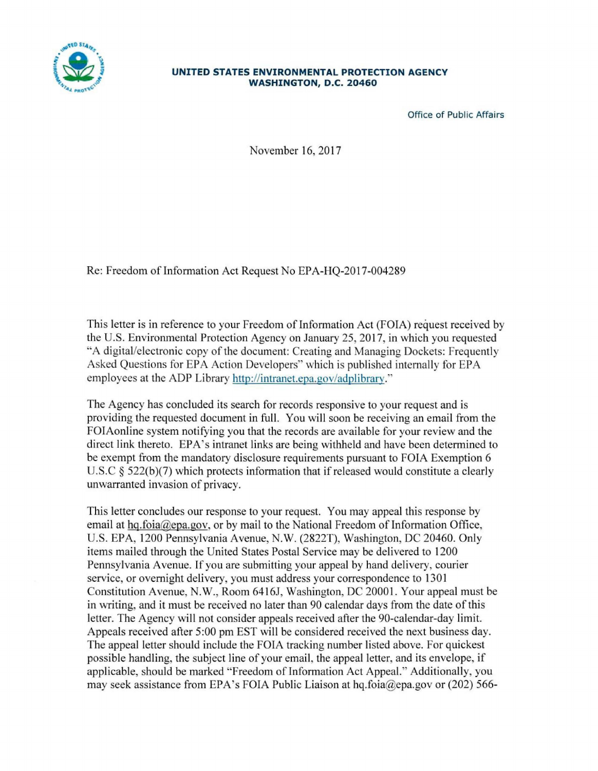**UNITED STATES ENVIRONMENTAL PROTECTION AGENCY**
**WASHINGTON, D.C. 20460**

Office of Public Affairs

November 16, 2017

Re: Freedom of Information Act Request No EPA-HQ-2017-004289

This letter is in reference to your Freedom of Information Act (FOIA) request received by the U.S. Environmental Protection Agency on January 25, 2017, in which you requested "A digital/electronic copy of the document: Creating and Managing Dockets: Frequently Asked Questions for EPA Action Developers" which is published internally for EPA employees at the ADP Library http://intranet.epa.gov/adplibrary."

The Agency has concluded its search for records responsive to your request and is providing the requested document in full. You will soon be receiving an email from the FOIAonline system notifying you that the records are available for your review and the direct link thereto. EPA's intranet links are being withheld and have been determined to be exempt from the mandatory disclosure requirements pursuant to FOIA Exemption 6 U.S.C § 522(b)(7) which protects information that if released would constitute a clearly unwarranted invasion of privacy.

This letter concludes our response to your request. You may appeal this response by email at hq.foia@epa.gov, or by mail to the National Freedom of Information Office, U.S. EPA, 1200 Pennsylvania Avenue, N.W. (2822T), Washington, DC 20460. Only items mailed through the United States Postal Service may be delivered to 1200 Pennsylvania Avenue. If you are submitting your appeal by hand delivery, courier service, or overnight delivery, you must address your correspondence to 1301 Constitution Avenue, N.W., Room 6416J, Washington, DC 20001. Your appeal must be in writing, and it must be received no later than 90 calendar days from the date of this letter. The Agency will not consider appeals received after the 90-calendar-day limit. Appeals received after 5:00 pm EST will be considered received the next business day. The appeal letter should include the FOIA tracking number listed above. For quickest possible handling, the subject line of your email, the appeal letter, and its envelope, if applicable, should be marked "Freedom of Information Act Appeal." Additionally, you may seek assistance from EPA's FOIA Public Liaison at hq.foia@epa.gov or (202) 566-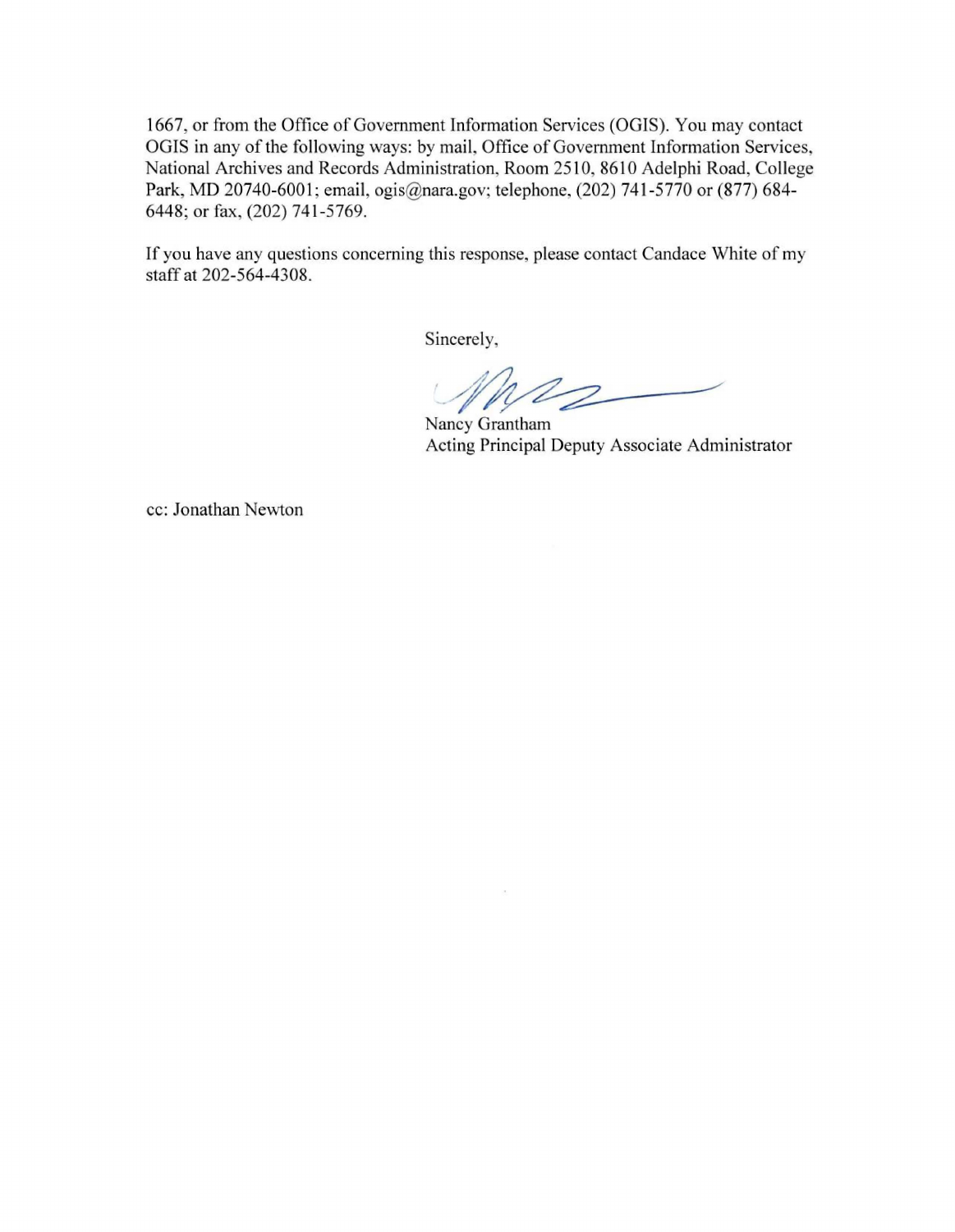1667, or from the Office of Government Information Services (OGIS). You may contact OGIS in any of the following ways: by mail, Office of Government Information Services, National Archives and Records Administration, Room 2510, 8610 Adelphi Road, College Park, MD 20740-6001; email, ogis@nara.gov; telephone, (202) 741-5770 or (877) 684-6448; or fax, (202) 741-5769.

If you have any questions concerning this response, please contact Candace White of my staff at 202-564-4308.

Sincerely,

Nancy Grantham
Acting Principal Deputy Associate Administrator

cc: Jonathan Newton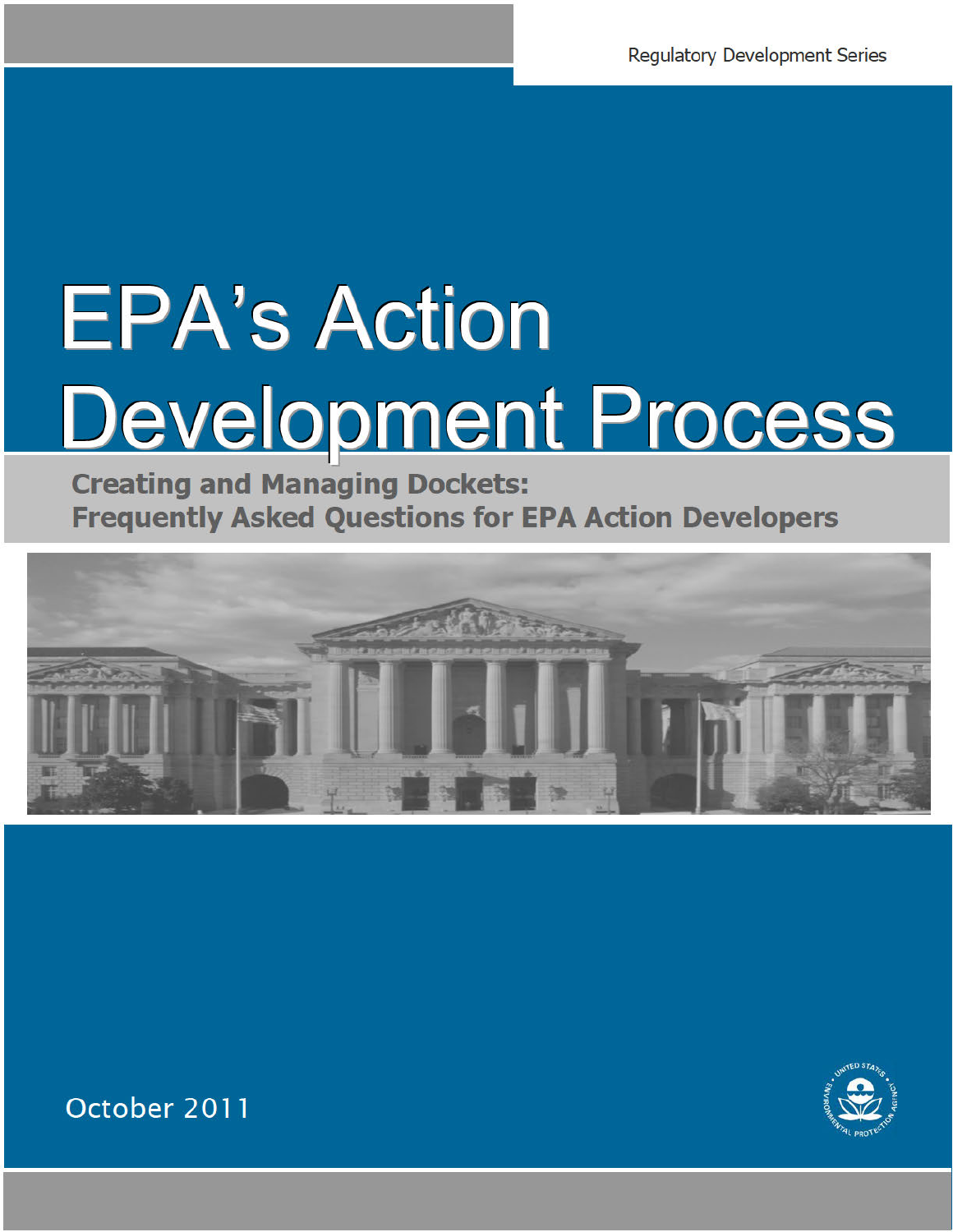Regulatory Development Series

# EPA's Action Development Process

## Creating and Managing Dockets: Frequently Asked Questions for EPA Action Developers

October 2011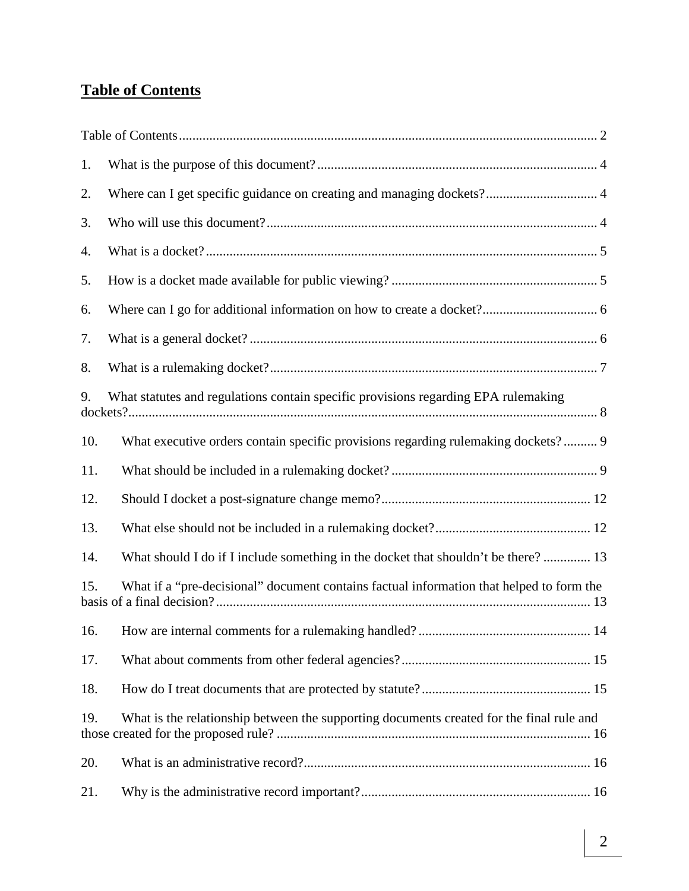## Table of Contents

Table of Contents .......... 2

1. What is the purpose of this document? .......... 4
2. Where can I get specific guidance on creating and managing dockets? .......... 4
3. Who will use this document? .......... 4
4. What is a docket? .......... 5
5. How is a docket made available for public viewing? .......... 5
6. Where can I go for additional information on how to create a docket? .......... 6
7. What is a general docket? .......... 6
8. What is a rulemaking docket? .......... 7
9. What statutes and regulations contain specific provisions regarding EPA rulemaking dockets? .......... 8
10. What executive orders contain specific provisions regarding rulemaking dockets? .......... 9
11. What should be included in a rulemaking docket? .......... 9
12. Should I docket a post-signature change memo? .......... 12
13. What else should not be included in a rulemaking docket? .......... 12
14. What should I do if I include something in the docket that shouldn't be there? .......... 13
15. What if a "pre-decisional" document contains factual information that helped to form the basis of a final decision? .......... 13
16. How are internal comments for a rulemaking handled? .......... 14
17. What about comments from other federal agencies? .......... 15
18. How do I treat documents that are protected by statute? .......... 15
19. What is the relationship between the supporting documents created for the final rule and those created for the proposed rule? .......... 16
20. What is an administrative record? .......... 16
21. Why is the administrative record important? .......... 16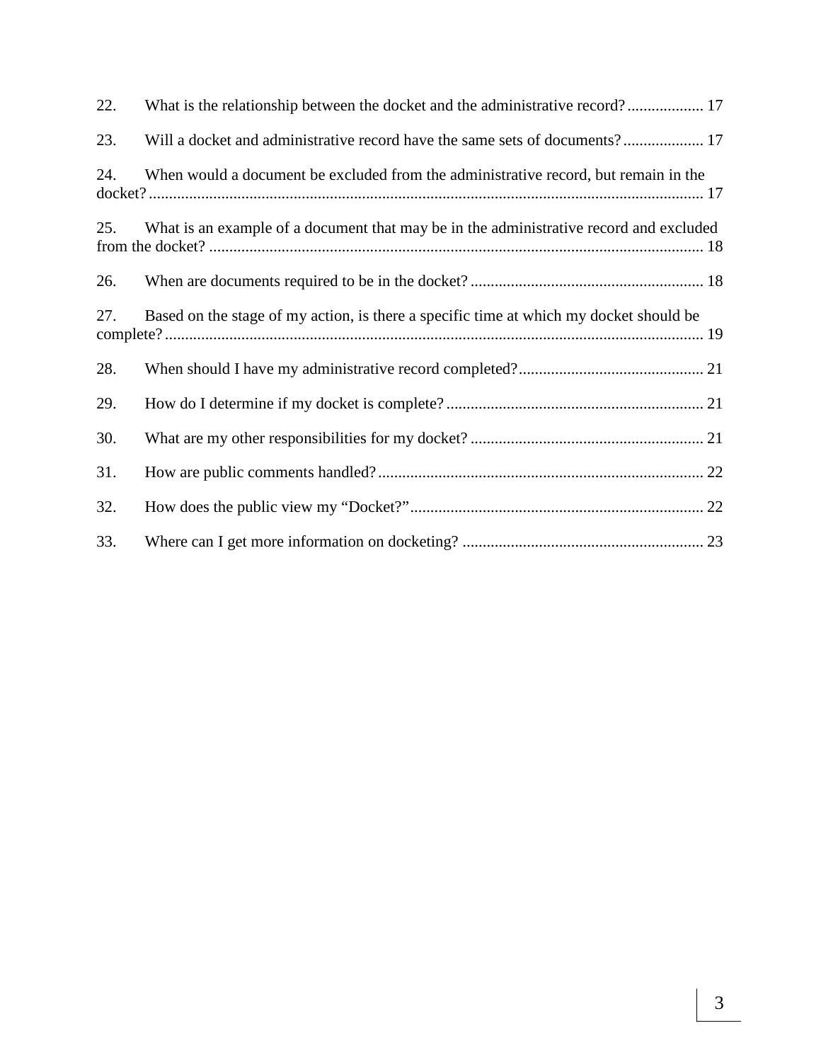22. What is the relationship between the docket and the administrative record? ................... 17

23. Will a docket and administrative record have the same sets of documents? .................... 17

24. When would a document be excluded from the administrative record, but remain in the docket? ........................................................................................................................... 17

25. What is an example of a document that may be in the administrative record and excluded from the docket? .......................................................................................................... 18

26. When are documents required to be in the docket? .......................................................... 18

27. Based on the stage of my action, is there a specific time at which my docket should be complete? ........................................................................................................................ 19

28. When should I have my administrative record completed? .............................................. 21

29. How do I determine if my docket is complete? ................................................................ 21

30. What are my other responsibilities for my docket? .......................................................... 21

31. How are public comments handled? ................................................................................. 22

32. How does the public view my "Docket?" ......................................................................... 22

33. Where can I get more information on docketing? ............................................................ 23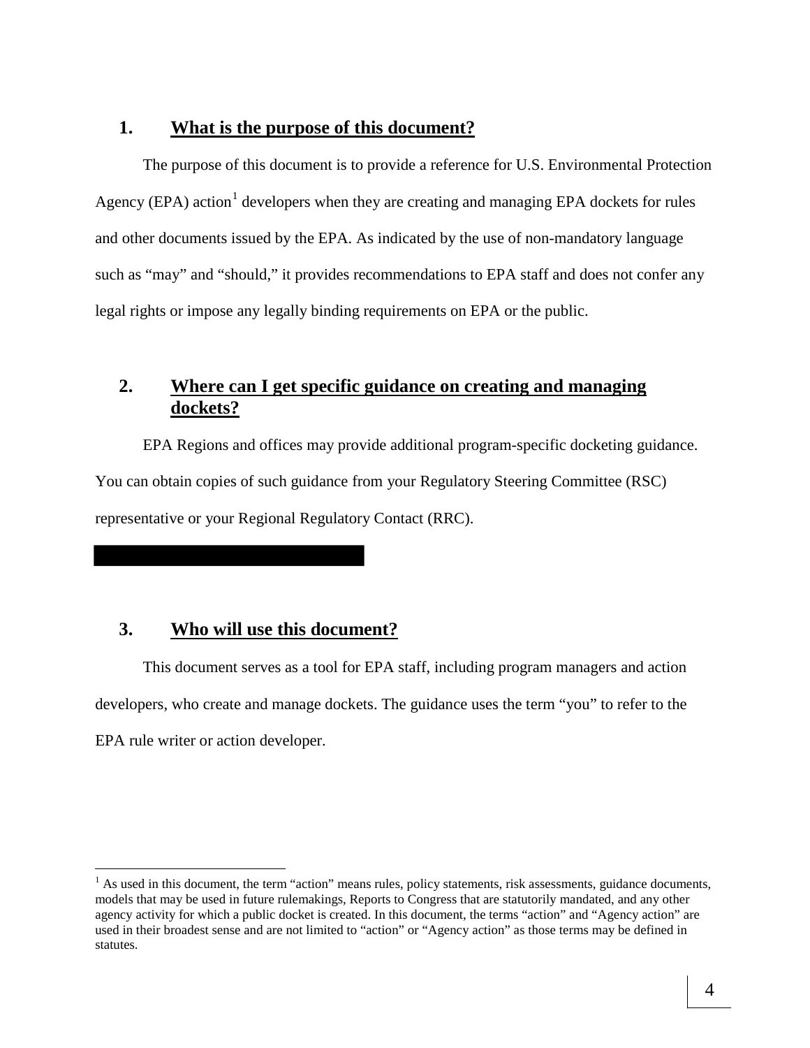## 1. What is the purpose of this document?

The purpose of this document is to provide a reference for U.S. Environmental Protection Agency (EPA) action[1] developers when they are creating and managing EPA dockets for rules and other documents issued by the EPA. As indicated by the use of non-mandatory language such as "may" and "should," it provides recommendations to EPA staff and does not confer any legal rights or impose any legally binding requirements on EPA or the public.

## 2. Where can I get specific guidance on creating and managing dockets?

EPA Regions and offices may provide additional program-specific docketing guidance. You can obtain copies of such guidance from your Regulatory Steering Committee (RSC) representative or your Regional Regulatory Contact (RRC).

## 3. Who will use this document?

This document serves as a tool for EPA staff, including program managers and action developers, who create and manage dockets. The guidance uses the term "you" to refer to the EPA rule writer or action developer.

---

[1] As used in this document, the term "action" means rules, policy statements, risk assessments, guidance documents, models that may be used in future rulemakings, Reports to Congress that are statutorily mandated, and any other agency activity for which a public docket is created. In this document, the terms "action" and "Agency action" are used in their broadest sense and are not limited to "action" or "Agency action" as those terms may be defined in statutes.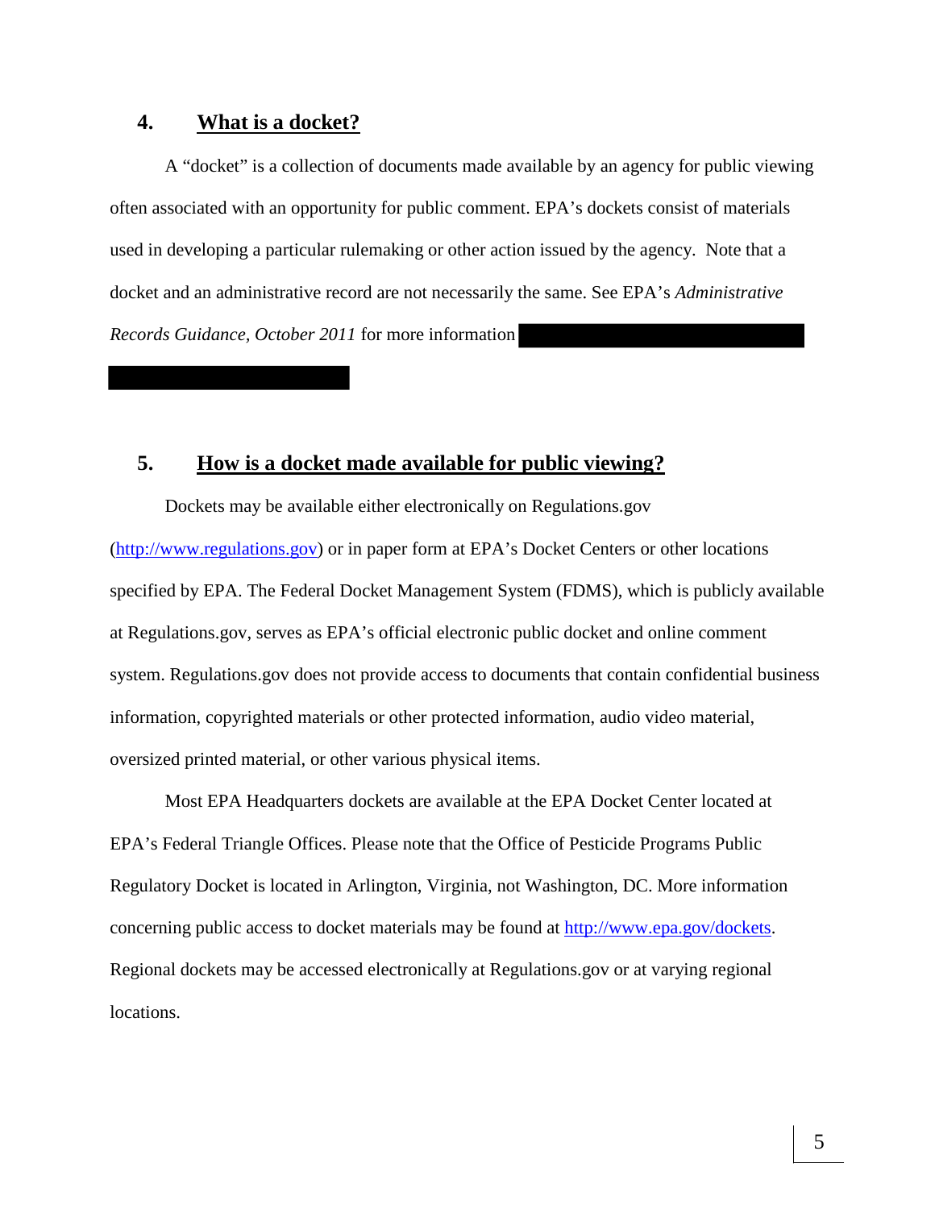## 4. What is a docket?

A "docket" is a collection of documents made available by an agency for public viewing often associated with an opportunity for public comment. EPA's dockets consist of materials used in developing a particular rulemaking or other action issued by the agency. Note that a docket and an administrative record are not necessarily the same. See EPA's *Administrative Records Guidance, October 2011* for more information

## 5. How is a docket made available for public viewing?

Dockets may be available either electronically on Regulations.gov (http://www.regulations.gov) or in paper form at EPA's Docket Centers or other locations specified by EPA. The Federal Docket Management System (FDMS), which is publicly available at Regulations.gov, serves as EPA's official electronic public docket and online comment system. Regulations.gov does not provide access to documents that contain confidential business information, copyrighted materials or other protected information, audio video material, oversized printed material, or other various physical items.

Most EPA Headquarters dockets are available at the EPA Docket Center located at EPA's Federal Triangle Offices. Please note that the Office of Pesticide Programs Public Regulatory Docket is located in Arlington, Virginia, not Washington, DC. More information concerning public access to docket materials may be found at http://www.epa.gov/dockets. Regional dockets may be accessed electronically at Regulations.gov or at varying regional locations.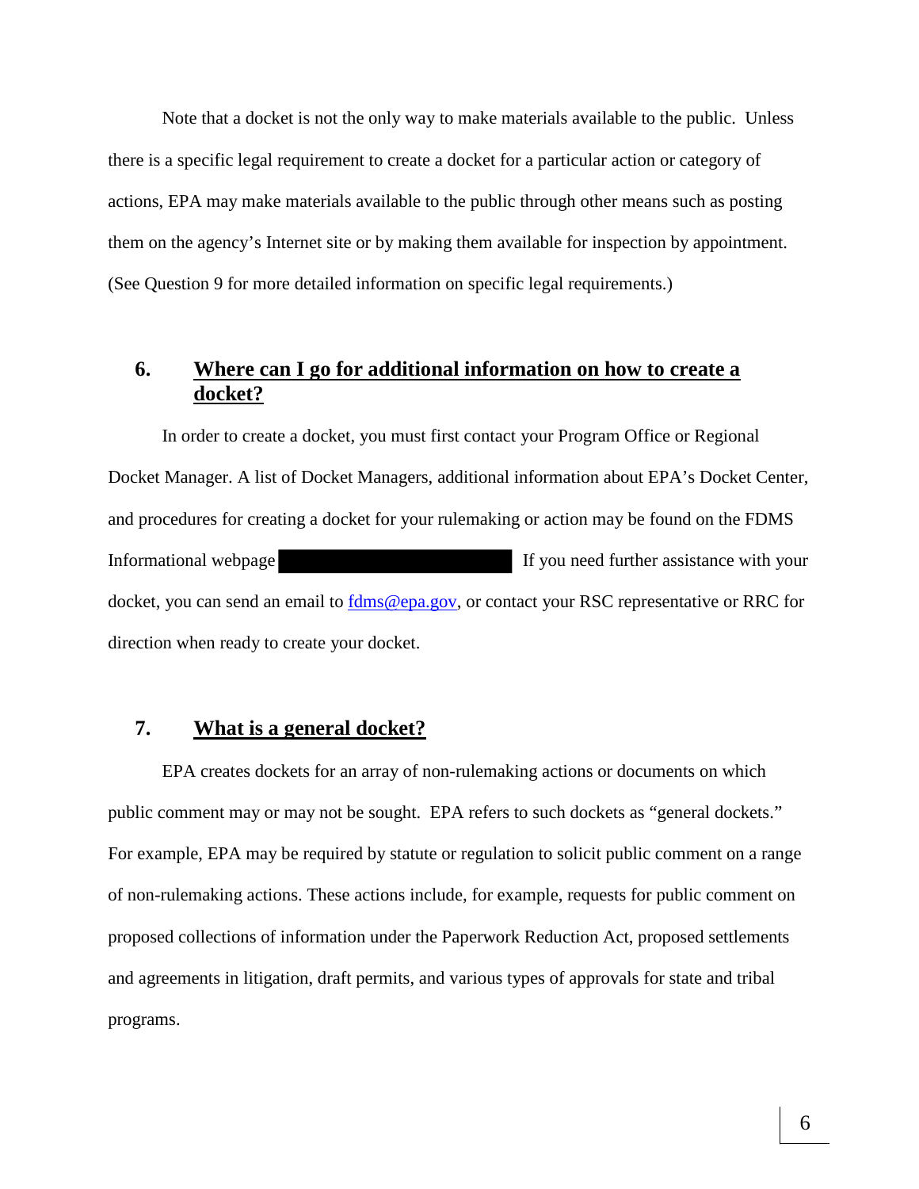Note that a docket is not the only way to make materials available to the public. Unless there is a specific legal requirement to create a docket for a particular action or category of actions, EPA may make materials available to the public through other means such as posting them on the agency's Internet site or by making them available for inspection by appointment. (See Question 9 for more detailed information on specific legal requirements.)

## 6. Where can I go for additional information on how to create a docket?

In order to create a docket, you must first contact your Program Office or Regional Docket Manager. A list of Docket Managers, additional information about EPA's Docket Center, and procedures for creating a docket for your rulemaking or action may be found on the FDMS Informational webpage ██████████ If you need further assistance with your docket, you can send an email to fdms@epa.gov, or contact your RSC representative or RRC for direction when ready to create your docket.

## 7. What is a general docket?

EPA creates dockets for an array of non-rulemaking actions or documents on which public comment may or may not be sought. EPA refers to such dockets as "general dockets." For example, EPA may be required by statute or regulation to solicit public comment on a range of non-rulemaking actions. These actions include, for example, requests for public comment on proposed collections of information under the Paperwork Reduction Act, proposed settlements and agreements in litigation, draft permits, and various types of approvals for state and tribal programs.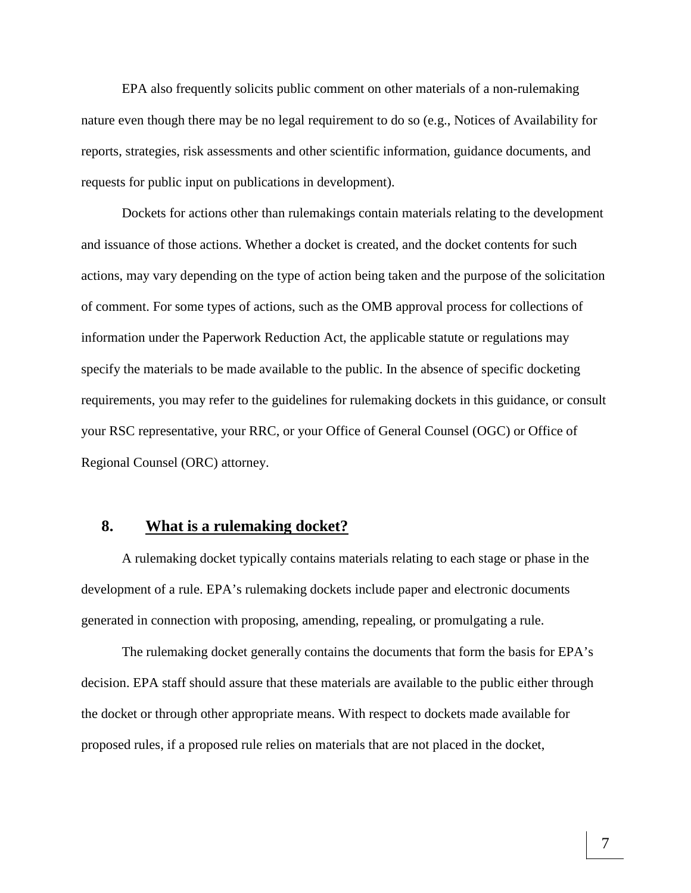EPA also frequently solicits public comment on other materials of a non-rulemaking nature even though there may be no legal requirement to do so (e.g., Notices of Availability for reports, strategies, risk assessments and other scientific information, guidance documents, and requests for public input on publications in development).

Dockets for actions other than rulemakings contain materials relating to the development and issuance of those actions. Whether a docket is created, and the docket contents for such actions, may vary depending on the type of action being taken and the purpose of the solicitation of comment. For some types of actions, such as the OMB approval process for collections of information under the Paperwork Reduction Act, the applicable statute or regulations may specify the materials to be made available to the public. In the absence of specific docketing requirements, you may refer to the guidelines for rulemaking dockets in this guidance, or consult your RSC representative, your RRC, or your Office of General Counsel (OGC) or Office of Regional Counsel (ORC) attorney.

## 8. What is a rulemaking docket?

A rulemaking docket typically contains materials relating to each stage or phase in the development of a rule. EPA's rulemaking dockets include paper and electronic documents generated in connection with proposing, amending, repealing, or promulgating a rule.

The rulemaking docket generally contains the documents that form the basis for EPA's decision. EPA staff should assure that these materials are available to the public either through the docket or through other appropriate means. With respect to dockets made available for proposed rules, if a proposed rule relies on materials that are not placed in the docket,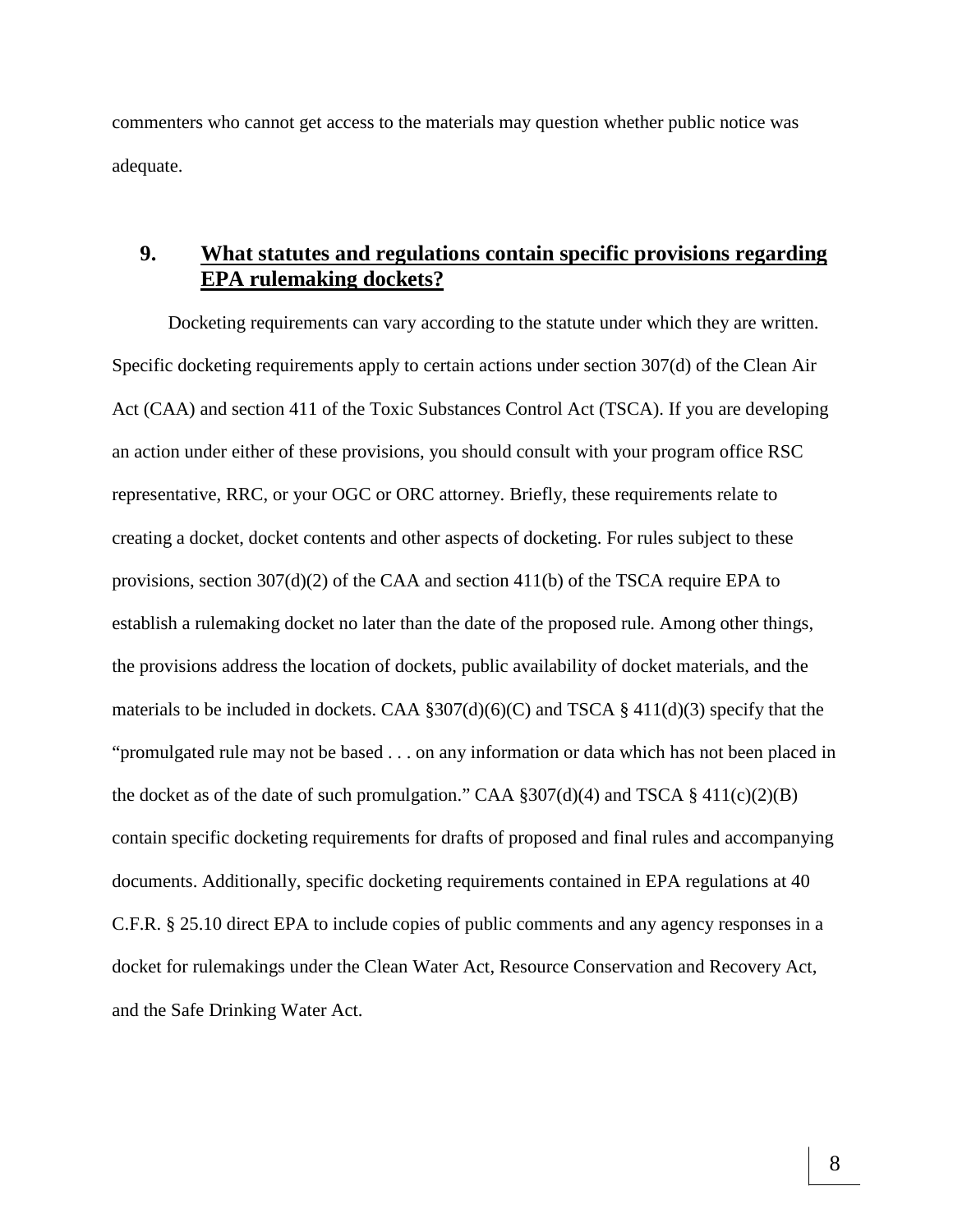commenters who cannot get access to the materials may question whether public notice was adequate.

## 9. What statutes and regulations contain specific provisions regarding EPA rulemaking dockets?

Docketing requirements can vary according to the statute under which they are written. Specific docketing requirements apply to certain actions under section 307(d) of the Clean Air Act (CAA) and section 411 of the Toxic Substances Control Act (TSCA). If you are developing an action under either of these provisions, you should consult with your program office RSC representative, RRC, or your OGC or ORC attorney. Briefly, these requirements relate to creating a docket, docket contents and other aspects of docketing. For rules subject to these provisions, section 307(d)(2) of the CAA and section 411(b) of the TSCA require EPA to establish a rulemaking docket no later than the date of the proposed rule. Among other things, the provisions address the location of dockets, public availability of docket materials, and the materials to be included in dockets. CAA §307(d)(6)(C) and TSCA § 411(d)(3) specify that the "promulgated rule may not be based . . . on any information or data which has not been placed in the docket as of the date of such promulgation." CAA §307(d)(4) and TSCA § 411(c)(2)(B) contain specific docketing requirements for drafts of proposed and final rules and accompanying documents. Additionally, specific docketing requirements contained in EPA regulations at 40 C.F.R. § 25.10 direct EPA to include copies of public comments and any agency responses in a docket for rulemakings under the Clean Water Act, Resource Conservation and Recovery Act, and the Safe Drinking Water Act.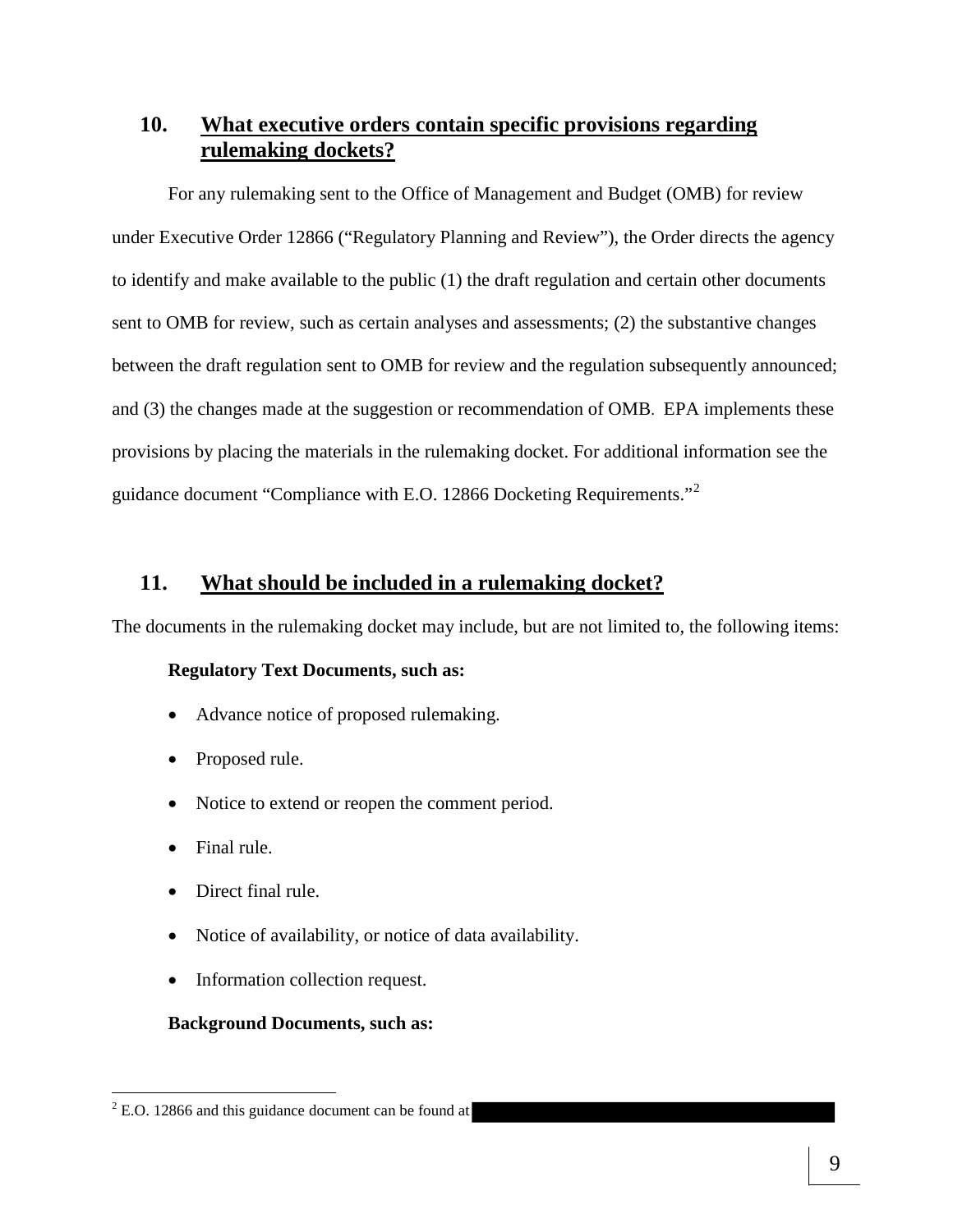## 10. What executive orders contain specific provisions regarding rulemaking dockets?

For any rulemaking sent to the Office of Management and Budget (OMB) for review under Executive Order 12866 ("Regulatory Planning and Review"), the Order directs the agency to identify and make available to the public (1) the draft regulation and certain other documents sent to OMB for review, such as certain analyses and assessments; (2) the substantive changes between the draft regulation sent to OMB for review and the regulation subsequently announced; and (3) the changes made at the suggestion or recommendation of OMB. EPA implements these provisions by placing the materials in the rulemaking docket. For additional information see the guidance document "Compliance with E.O. 12866 Docketing Requirements."[2]

## 11. What should be included in a rulemaking docket?

The documents in the rulemaking docket may include, but are not limited to, the following items:

**Regulatory Text Documents, such as:**

- Advance notice of proposed rulemaking.
- Proposed rule.
- Notice to extend or reopen the comment period.
- Final rule.
- Direct final rule.
- Notice of availability, or notice of data availability.
- Information collection request.

**Background Documents, such as:**

---

[2] E.O. 12866 and this guidance document can be found at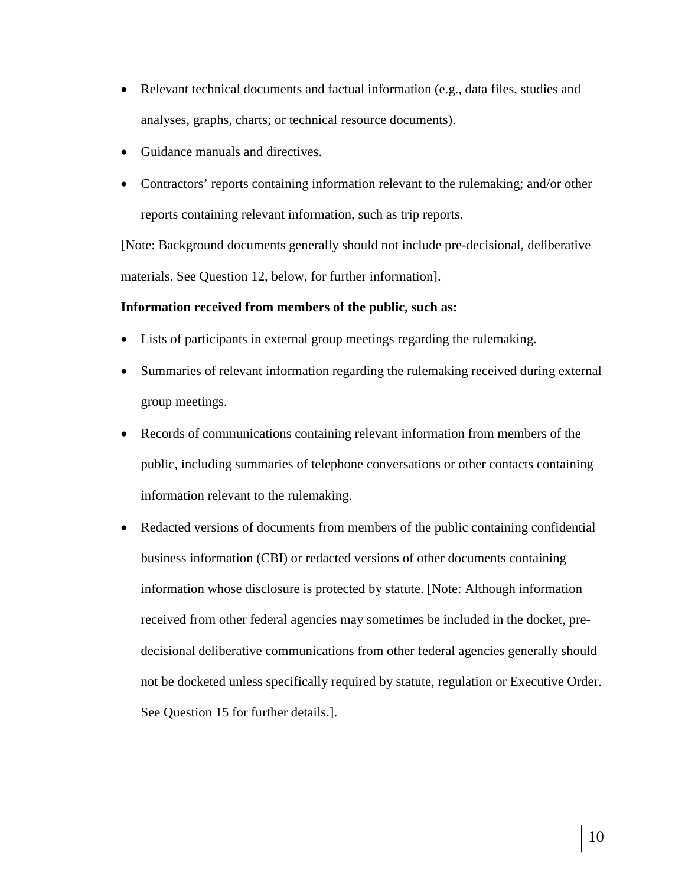- Relevant technical documents and factual information (e.g., data files, studies and analyses, graphs, charts; or technical resource documents).
- Guidance manuals and directives.
- Contractors' reports containing information relevant to the rulemaking; and/or other reports containing relevant information, such as trip reports.

[Note: Background documents generally should not include pre-decisional, deliberative materials. See Question 12, below, for further information].

**Information received from members of the public, such as:**

- Lists of participants in external group meetings regarding the rulemaking.
- Summaries of relevant information regarding the rulemaking received during external group meetings.
- Records of communications containing relevant information from members of the public, including summaries of telephone conversations or other contacts containing information relevant to the rulemaking.
- Redacted versions of documents from members of the public containing confidential business information (CBI) or redacted versions of other documents containing information whose disclosure is protected by statute. [Note: Although information received from other federal agencies may sometimes be included in the docket, pre-decisional deliberative communications from other federal agencies generally should not be docketed unless specifically required by statute, regulation or Executive Order. See Question 15 for further details.].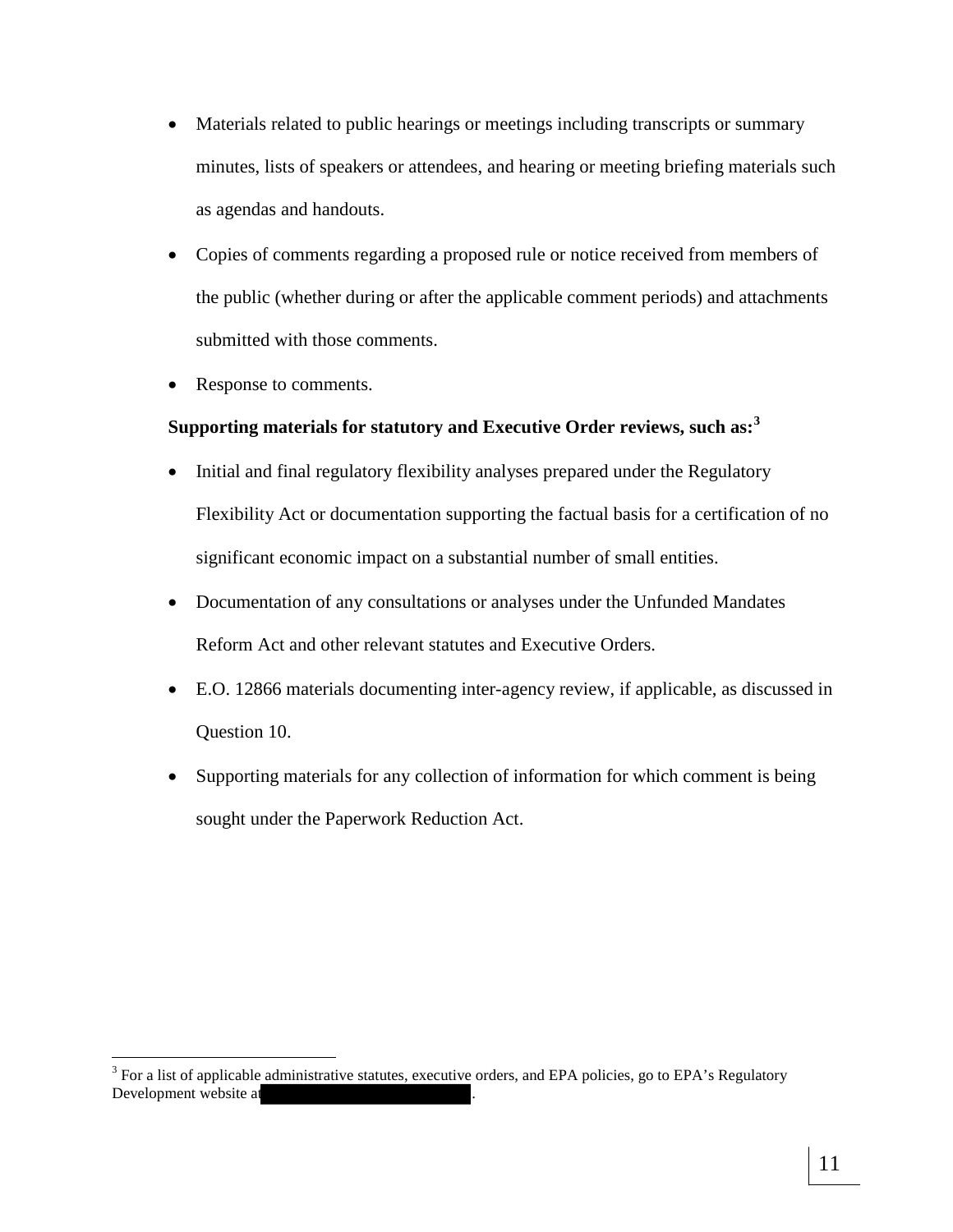- Materials related to public hearings or meetings including transcripts or summary minutes, lists of speakers or attendees, and hearing or meeting briefing materials such as agendas and handouts.
- Copies of comments regarding a proposed rule or notice received from members of the public (whether during or after the applicable comment periods) and attachments submitted with those comments.
- Response to comments.

**Supporting materials for statutory and Executive Order reviews, such as:[3]**

- Initial and final regulatory flexibility analyses prepared under the Regulatory Flexibility Act or documentation supporting the factual basis for a certification of no significant economic impact on a substantial number of small entities.
- Documentation of any consultations or analyses under the Unfunded Mandates Reform Act and other relevant statutes and Executive Orders.
- E.O. 12866 materials documenting inter-agency review, if applicable, as discussed in Question 10.
- Supporting materials for any collection of information for which comment is being sought under the Paperwork Reduction Act.

---

[3] For a list of applicable administrative statutes, executive orders, and EPA policies, go to EPA's Regulatory Development website at [REDACTED].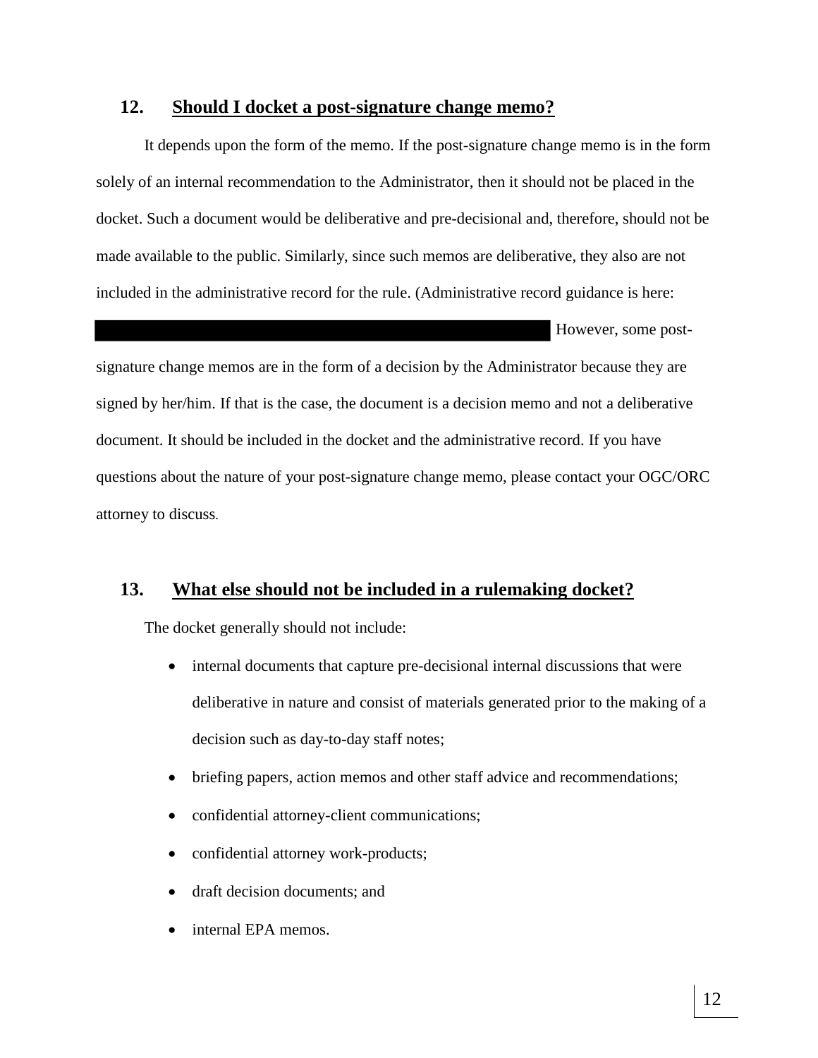## 12. Should I docket a post-signature change memo?

It depends upon the form of the memo. If the post-signature change memo is in the form solely of an internal recommendation to the Administrator, then it should not be placed in the docket. Such a document would be deliberative and pre-decisional and, therefore, should not be made available to the public. Similarly, since such memos are deliberative, they also are not included in the administrative record for the rule. (Administrative record guidance is here: However, some post-signature change memos are in the form of a decision by the Administrator because they are signed by her/him. If that is the case, the document is a decision memo and not a deliberative document. It should be included in the docket and the administrative record. If you have questions about the nature of your post-signature change memo, please contact your OGC/ORC attorney to discuss.

## 13. What else should not be included in a rulemaking docket?

The docket generally should not include:

- internal documents that capture pre-decisional internal discussions that were deliberative in nature and consist of materials generated prior to the making of a decision such as day-to-day staff notes;
- briefing papers, action memos and other staff advice and recommendations;
- confidential attorney-client communications;
- confidential attorney work-products;
- draft decision documents; and
- internal EPA memos.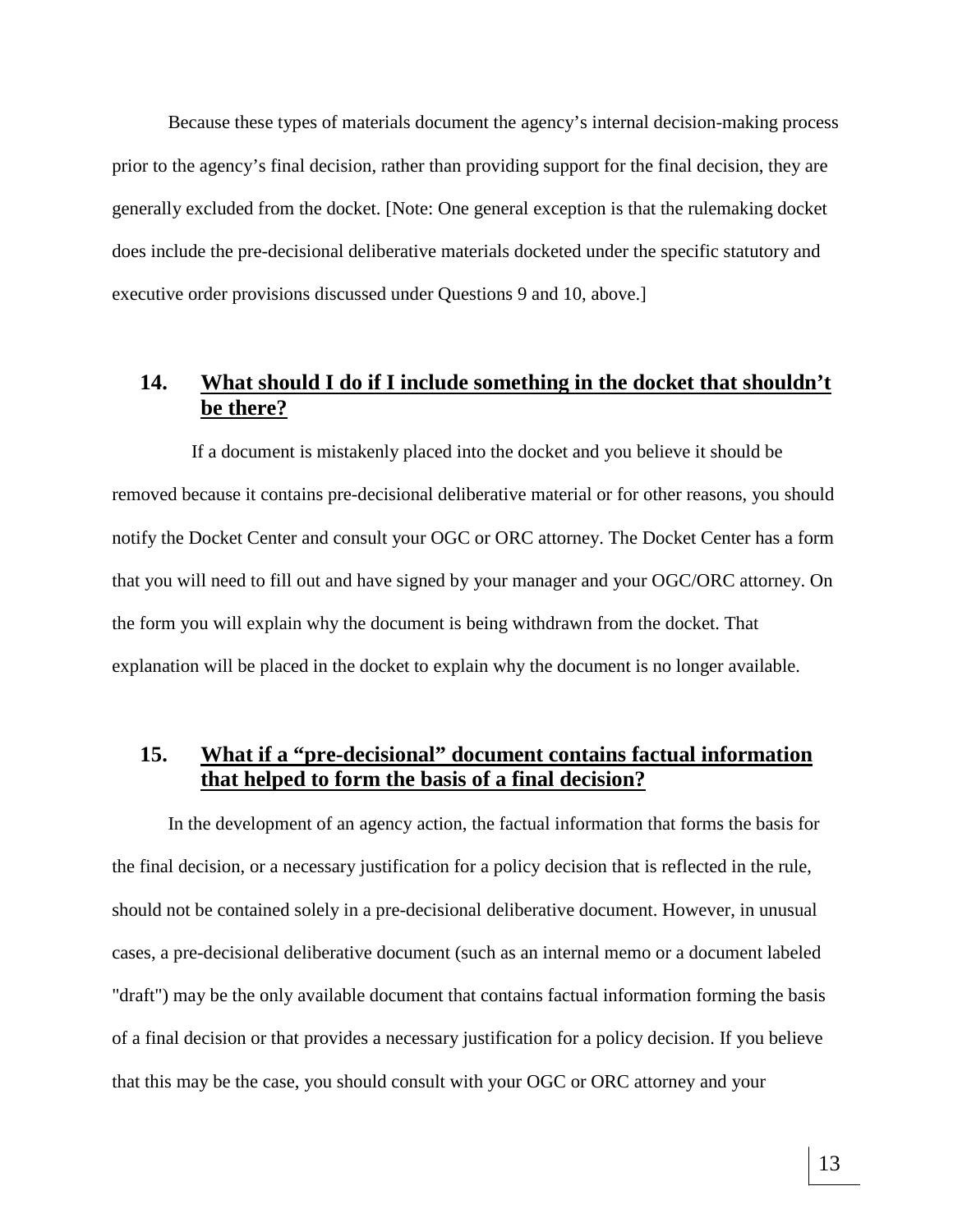Because these types of materials document the agency's internal decision-making process prior to the agency's final decision, rather than providing support for the final decision, they are generally excluded from the docket. [Note: One general exception is that the rulemaking docket does include the pre-decisional deliberative materials docketed under the specific statutory and executive order provisions discussed under Questions 9 and 10, above.]

## 14. <u>What should I do if I include something in the docket that shouldn't be there?</u>

If a document is mistakenly placed into the docket and you believe it should be removed because it contains pre-decisional deliberative material or for other reasons, you should notify the Docket Center and consult your OGC or ORC attorney. The Docket Center has a form that you will need to fill out and have signed by your manager and your OGC/ORC attorney. On the form you will explain why the document is being withdrawn from the docket. That explanation will be placed in the docket to explain why the document is no longer available.

## 15. <u>What if a "pre-decisional" document contains factual information that helped to form the basis of a final decision?</u>

In the development of an agency action, the factual information that forms the basis for the final decision, or a necessary justification for a policy decision that is reflected in the rule, should not be contained solely in a pre-decisional deliberative document. However, in unusual cases, a pre-decisional deliberative document (such as an internal memo or a document labeled "draft") may be the only available document that contains factual information forming the basis of a final decision or that provides a necessary justification for a policy decision. If you believe that this may be the case, you should consult with your OGC or ORC attorney and your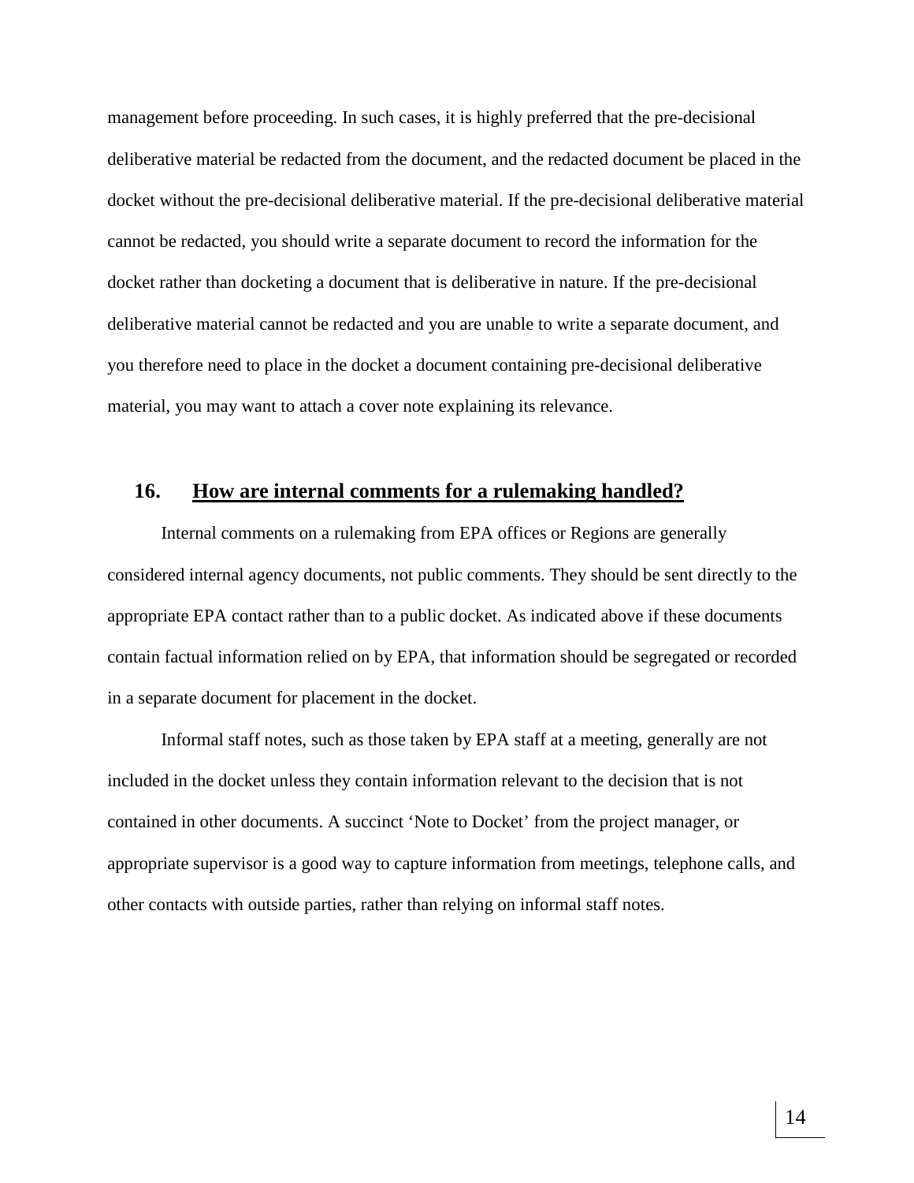management before proceeding. In such cases, it is highly preferred that the pre-decisional deliberative material be redacted from the document, and the redacted document be placed in the docket without the pre-decisional deliberative material. If the pre-decisional deliberative material cannot be redacted, you should write a separate document to record the information for the docket rather than docketing a document that is deliberative in nature. If the pre-decisional deliberative material cannot be redacted and you are unable to write a separate document, and you therefore need to place in the docket a document containing pre-decisional deliberative material, you may want to attach a cover note explaining its relevance.

## 16. How are internal comments for a rulemaking handled?

Internal comments on a rulemaking from EPA offices or Regions are generally considered internal agency documents, not public comments. They should be sent directly to the appropriate EPA contact rather than to a public docket. As indicated above if these documents contain factual information relied on by EPA, that information should be segregated or recorded in a separate document for placement in the docket.

Informal staff notes, such as those taken by EPA staff at a meeting, generally are not included in the docket unless they contain information relevant to the decision that is not contained in other documents. A succinct 'Note to Docket' from the project manager, or appropriate supervisor is a good way to capture information from meetings, telephone calls, and other contacts with outside parties, rather than relying on informal staff notes.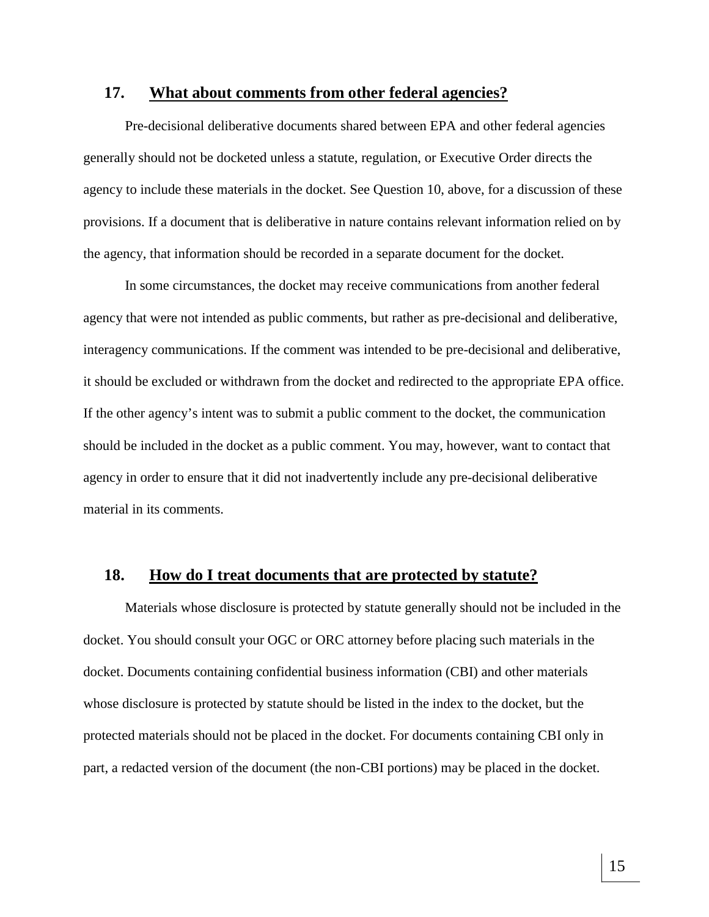## 17. What about comments from other federal agencies?

Pre-decisional deliberative documents shared between EPA and other federal agencies generally should not be docketed unless a statute, regulation, or Executive Order directs the agency to include these materials in the docket. See Question 10, above, for a discussion of these provisions. If a document that is deliberative in nature contains relevant information relied on by the agency, that information should be recorded in a separate document for the docket.

In some circumstances, the docket may receive communications from another federal agency that were not intended as public comments, but rather as pre-decisional and deliberative, interagency communications. If the comment was intended to be pre-decisional and deliberative, it should be excluded or withdrawn from the docket and redirected to the appropriate EPA office. If the other agency's intent was to submit a public comment to the docket, the communication should be included in the docket as a public comment. You may, however, want to contact that agency in order to ensure that it did not inadvertently include any pre-decisional deliberative material in its comments.

## 18. How do I treat documents that are protected by statute?

Materials whose disclosure is protected by statute generally should not be included in the docket. You should consult your OGC or ORC attorney before placing such materials in the docket. Documents containing confidential business information (CBI) and other materials whose disclosure is protected by statute should be listed in the index to the docket, but the protected materials should not be placed in the docket. For documents containing CBI only in part, a redacted version of the document (the non-CBI portions) may be placed in the docket.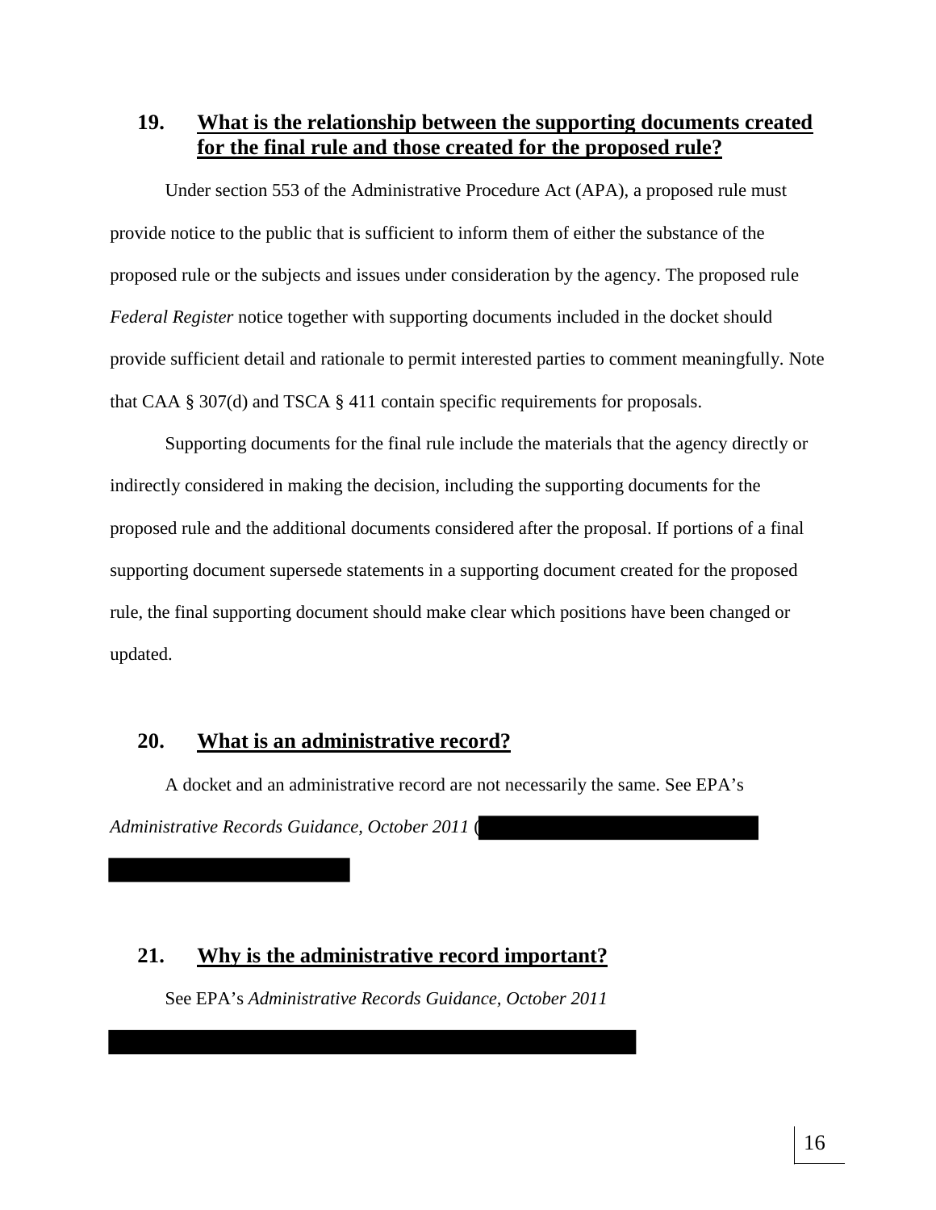## 19. What is the relationship between the supporting documents created for the final rule and those created for the proposed rule?

Under section 553 of the Administrative Procedure Act (APA), a proposed rule must provide notice to the public that is sufficient to inform them of either the substance of the proposed rule or the subjects and issues under consideration by the agency. The proposed rule *Federal Register* notice together with supporting documents included in the docket should provide sufficient detail and rationale to permit interested parties to comment meaningfully. Note that CAA § 307(d) and TSCA § 411 contain specific requirements for proposals.

Supporting documents for the final rule include the materials that the agency directly or indirectly considered in making the decision, including the supporting documents for the proposed rule and the additional documents considered after the proposal. If portions of a final supporting document supersede statements in a supporting document created for the proposed rule, the final supporting document should make clear which positions have been changed or updated.

## 20. What is an administrative record?

A docket and an administrative record are not necessarily the same. See EPA's *Administrative Records Guidance, October 2011* (

## 21. Why is the administrative record important?

See EPA's *Administrative Records Guidance, October 2011*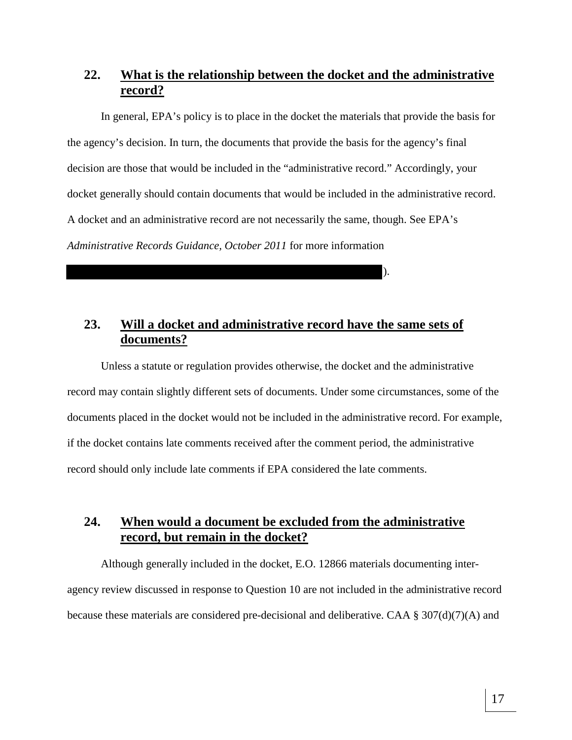## 22. What is the relationship between the docket and the administrative record?

In general, EPA's policy is to place in the docket the materials that provide the basis for the agency's decision. In turn, the documents that provide the basis for the agency's final decision are those that would be included in the "administrative record." Accordingly, your docket generally should contain documents that would be included in the administrative record. A docket and an administrative record are not necessarily the same, though. See EPA's *Administrative Records Guidance, October 2011* for more information

██████████████████████████████████████).

## 23. Will a docket and administrative record have the same sets of documents?

Unless a statute or regulation provides otherwise, the docket and the administrative record may contain slightly different sets of documents. Under some circumstances, some of the documents placed in the docket would not be included in the administrative record. For example, if the docket contains late comments received after the comment period, the administrative record should only include late comments if EPA considered the late comments.

## 24. When would a document be excluded from the administrative record, but remain in the docket?

Although generally included in the docket, E.O. 12866 materials documenting inter-agency review discussed in response to Question 10 are not included in the administrative record because these materials are considered pre-decisional and deliberative. CAA § 307(d)(7)(A) and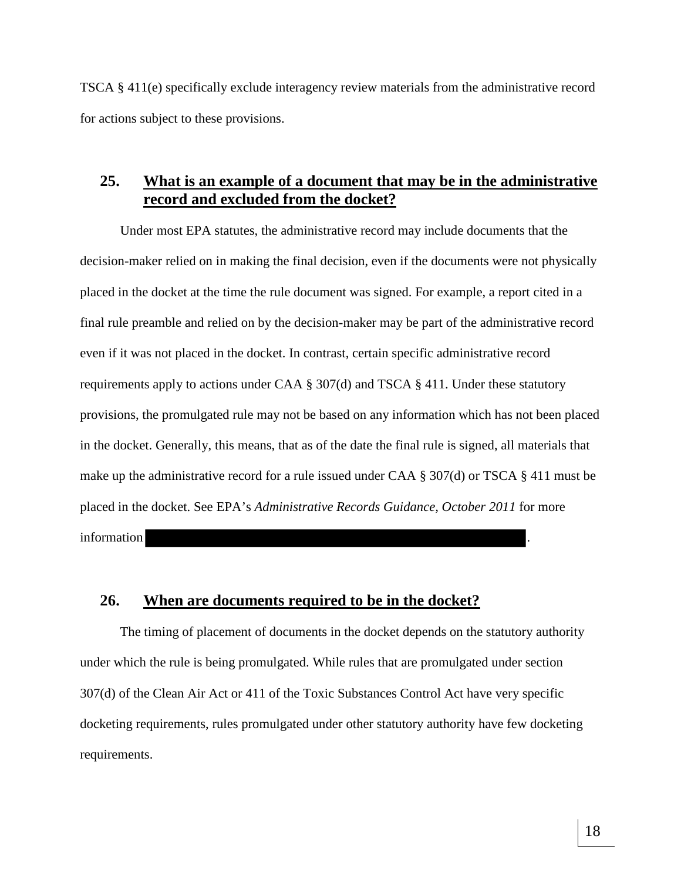TSCA § 411(e) specifically exclude interagency review materials from the administrative record for actions subject to these provisions.

## 25. What is an example of a document that may be in the administrative record and excluded from the docket?

Under most EPA statutes, the administrative record may include documents that the decision-maker relied on in making the final decision, even if the documents were not physically placed in the docket at the time the rule document was signed. For example, a report cited in a final rule preamble and relied on by the decision-maker may be part of the administrative record even if it was not placed in the docket. In contrast, certain specific administrative record requirements apply to actions under CAA § 307(d) and TSCA § 411. Under these statutory provisions, the promulgated rule may not be based on any information which has not been placed in the docket. Generally, this means, that as of the date the final rule is signed, all materials that make up the administrative record for a rule issued under CAA § 307(d) or TSCA § 411 must be placed in the docket. See EPA's *Administrative Records Guidance, October 2011* for more information [REDACTED].

## 26. When are documents required to be in the docket?

The timing of placement of documents in the docket depends on the statutory authority under which the rule is being promulgated. While rules that are promulgated under section 307(d) of the Clean Air Act or 411 of the Toxic Substances Control Act have very specific docketing requirements, rules promulgated under other statutory authority have few docketing requirements.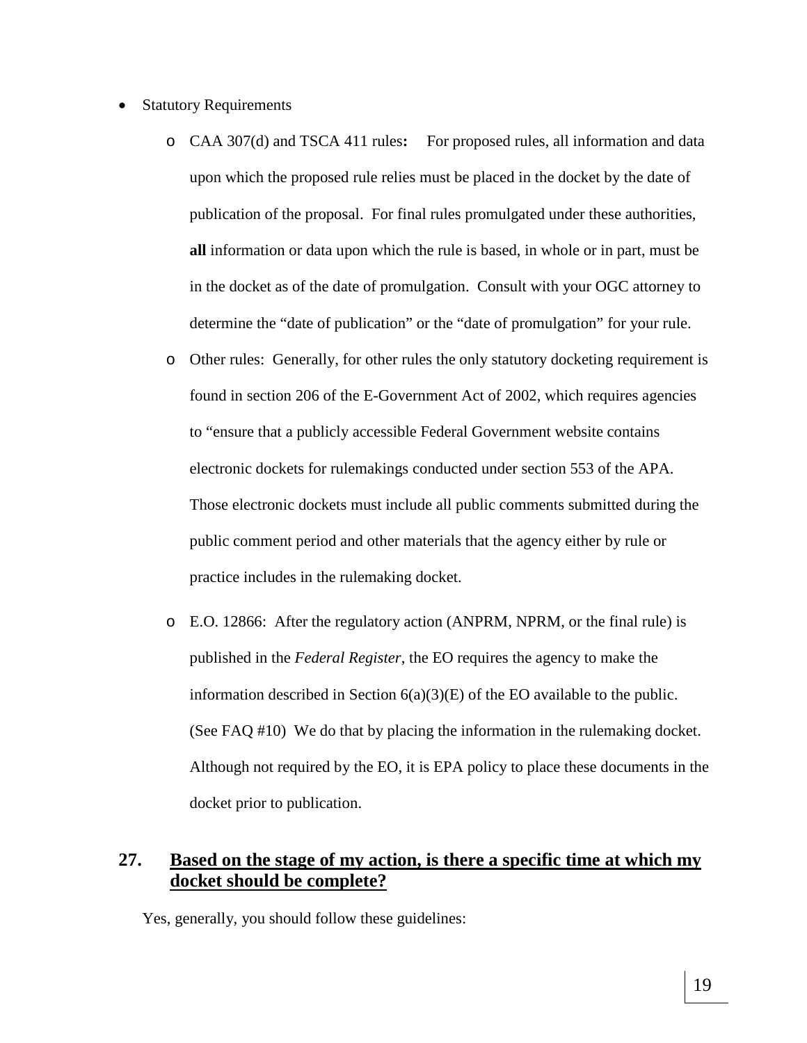- Statistical Requirements

  - CAA 307(d) and TSCA 411 rules**:** For proposed rules, all information and data upon which the proposed rule relies must be placed in the docket by the date of publication of the proposal. For final rules promulgated under these authorities, **all** information or data upon which the rule is based, in whole or in part, must be in the docket as of the date of promulgation. Consult with your OGC attorney to determine the "date of publication" or the "date of promulgation" for your rule.
  - Other rules: Generally, for other rules the only statutory docketing requirement is found in section 206 of the E-Government Act of 2002, which requires agencies to "ensure that a publicly accessible Federal Government website contains electronic dockets for rulemakings conducted under section 553 of the APA. Those electronic dockets must include all public comments submitted during the public comment period and other materials that the agency either by rule or practice includes in the rulemaking docket.
  - E.O. 12866: After the regulatory action (ANPRM, NPRM, or the final rule) is published in the *Federal Register*, the EO requires the agency to make the information described in Section 6(a)(3)(E) of the EO available to the public. (See FAQ #10) We do that by placing the information in the rulemaking docket. Although not required by the EO, it is EPA policy to place these documents in the docket prior to publication.

## 27. <u>Based on the stage of my action, is there a specific time at which my docket should be complete?</u>

Yes, generally, you should follow these guidelines: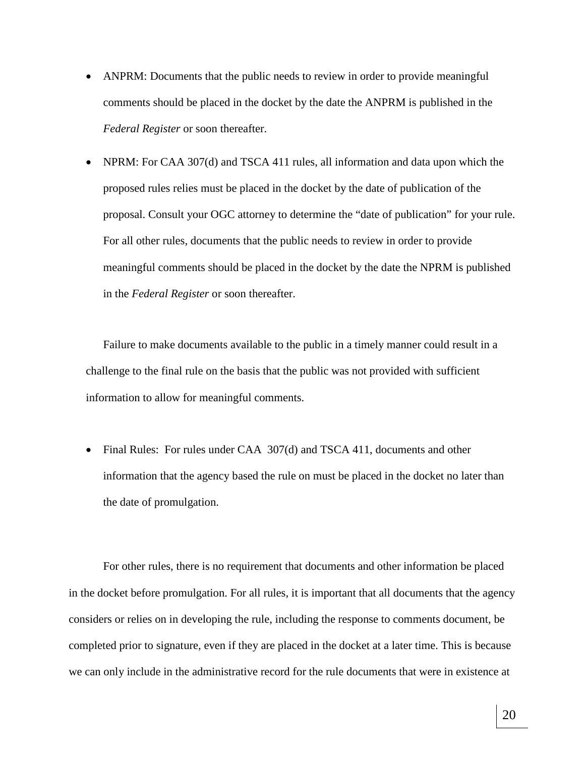- ANPRM: Documents that the public needs to review in order to provide meaningful comments should be placed in the docket by the date the ANPRM is published in the *Federal Register* or soon thereafter.

- NPRM: For CAA 307(d) and TSCA 411 rules, all information and data upon which the proposed rules relies must be placed in the docket by the date of publication of the proposal. Consult your OGC attorney to determine the "date of publication" for your rule. For all other rules, documents that the public needs to review in order to provide meaningful comments should be placed in the docket by the date the NPRM is published in the *Federal Register* or soon thereafter.

Failure to make documents available to the public in a timely manner could result in a challenge to the final rule on the basis that the public was not provided with sufficient information to allow for meaningful comments.

- Final Rules: For rules under CAA 307(d) and TSCA 411, documents and other information that the agency based the rule on must be placed in the docket no later than the date of promulgation.

For other rules, there is no requirement that documents and other information be placed in the docket before promulgation. For all rules, it is important that all documents that the agency considers or relies on in developing the rule, including the response to comments document, be completed prior to signature, even if they are placed in the docket at a later time. This is because we can only include in the administrative record for the rule documents that were in existence at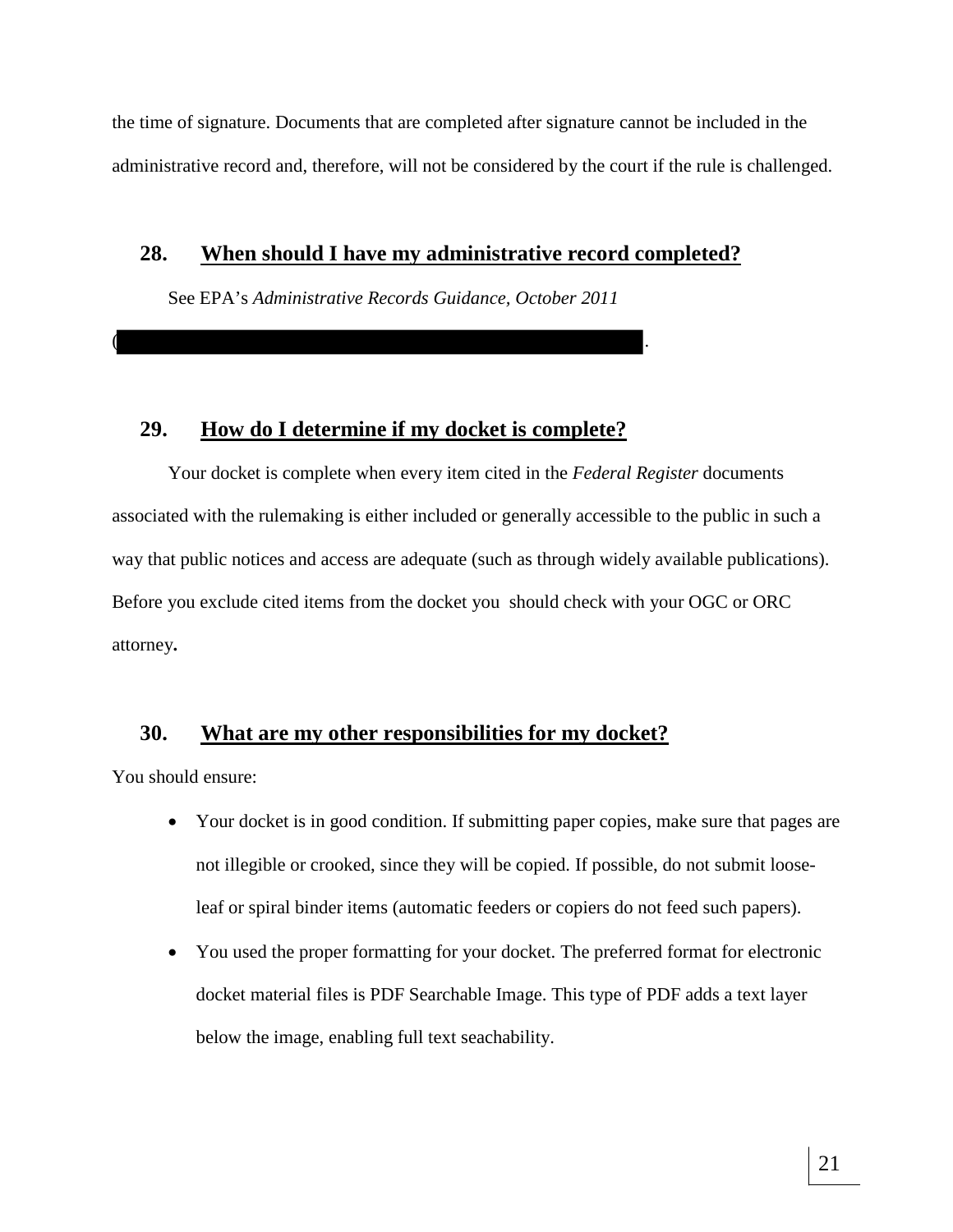the time of signature. Documents that are completed after signature cannot be included in the administrative record and, therefore, will not be considered by the court if the rule is challenged.

## 28. When should I have my administrative record completed?

See EPA's *Administrative Records Guidance, October 2011* (████████████████████████████████).

## 29. How do I determine if my docket is complete?

Your docket is complete when every item cited in the *Federal Register* documents associated with the rulemaking is either included or generally accessible to the public in such a way that public notices and access are adequate (such as through widely available publications). Before you exclude cited items from the docket you should check with your OGC or ORC attorney**.**

## 30. What are my other responsibilities for my docket?

You should ensure:

- Your docket is in good condition. If submitting paper copies, make sure that pages are not illegible or crooked, since they will be copied. If possible, do not submit loose-leaf or spiral binder items (automatic feeders or copiers do not feed such papers).
- You used the proper formatting for your docket. The preferred format for electronic docket material files is PDF Searchable Image. This type of PDF adds a text layer below the image, enabling full text seachability.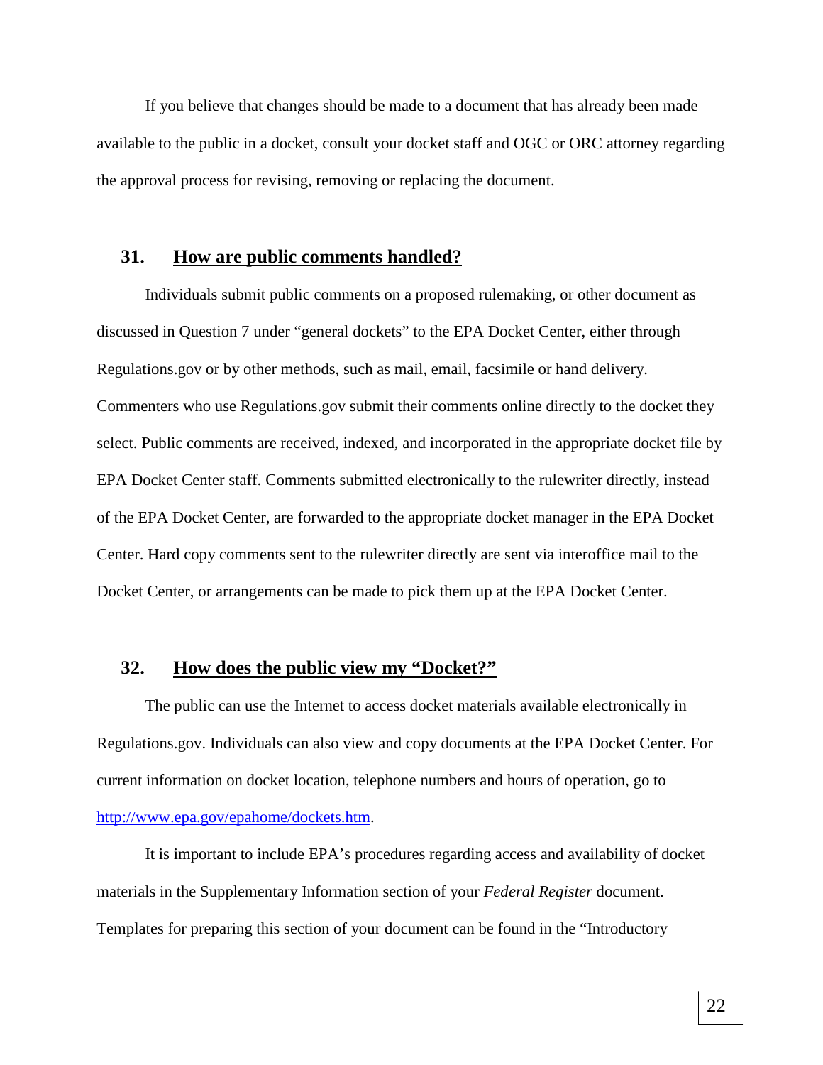If you believe that changes should be made to a document that has already been made available to the public in a docket, consult your docket staff and OGC or ORC attorney regarding the approval process for revising, removing or replacing the document.

## 31. How are public comments handled?

Individuals submit public comments on a proposed rulemaking, or other document as discussed in Question 7 under "general dockets" to the EPA Docket Center, either through Regulations.gov or by other methods, such as mail, email, facsimile or hand delivery. Commenters who use Regulations.gov submit their comments online directly to the docket they select. Public comments are received, indexed, and incorporated in the appropriate docket file by EPA Docket Center staff. Comments submitted electronically to the rulewriter directly, instead of the EPA Docket Center, are forwarded to the appropriate docket manager in the EPA Docket Center. Hard copy comments sent to the rulewriter directly are sent via interoffice mail to the Docket Center, or arrangements can be made to pick them up at the EPA Docket Center.

## 32. How does the public view my "Docket?"

The public can use the Internet to access docket materials available electronically in Regulations.gov. Individuals can also view and copy documents at the EPA Docket Center. For current information on docket location, telephone numbers and hours of operation, go to [http://www.epa.gov/epahome/dockets.htm](http://www.epa.gov/epahome/dockets.htm).

It is important to include EPA's procedures regarding access and availability of docket materials in the Supplementary Information section of your *Federal Register* document. Templates for preparing this section of your document can be found in the "Introductory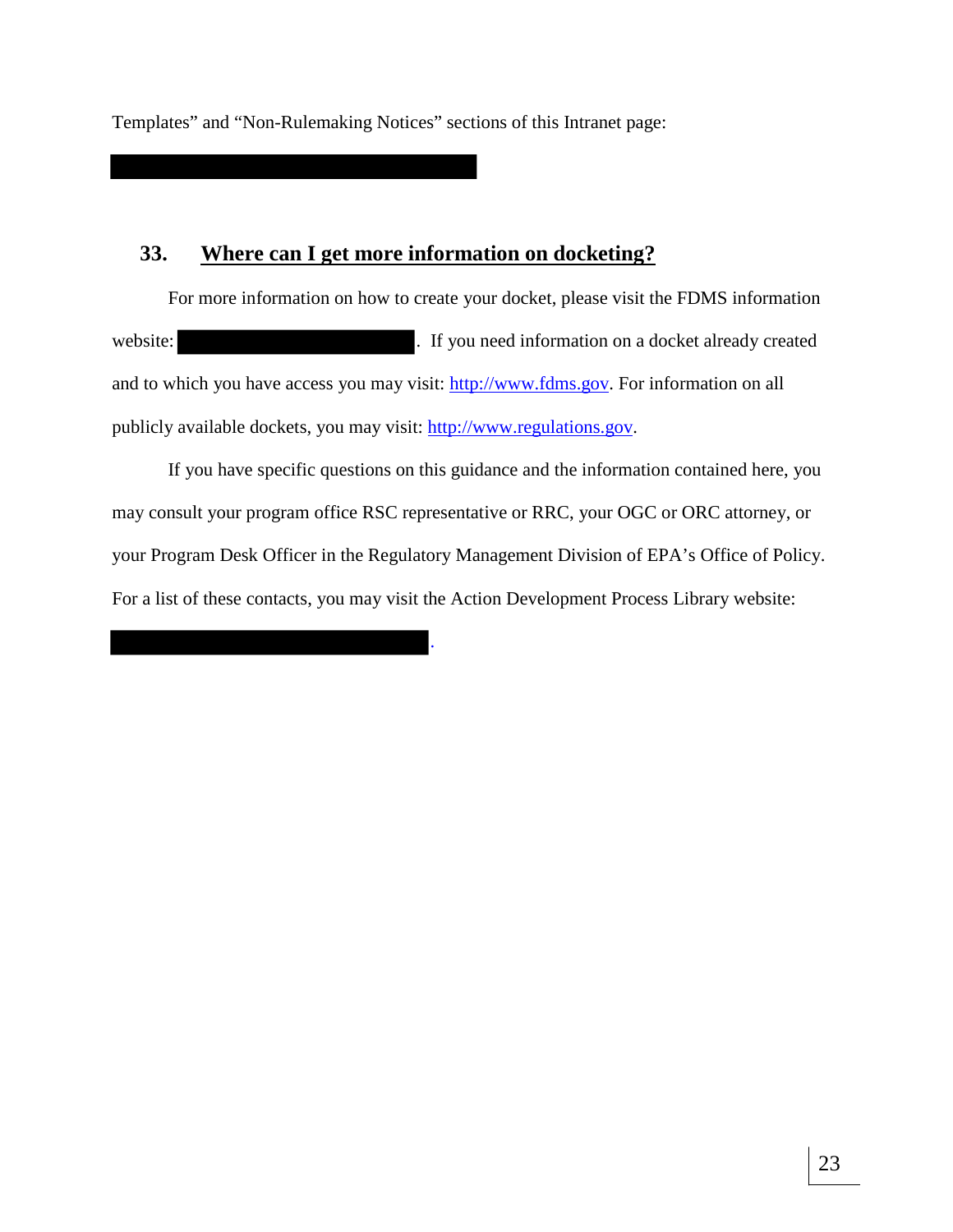Templates" and "Non-Rulemaking Notices" sections of this Intranet page:

## 33. Where can I get more information on docketing?

For more information on how to create your docket, please visit the FDMS information website: . If you need information on a docket already created and to which you have access you may visit: http://www.fdms.gov. For information on all publicly available dockets, you may visit: http://www.regulations.gov.

If you have specific questions on this guidance and the information contained here, you may consult your program office RSC representative or RRC, your OGC or ORC attorney, or your Program Desk Officer in the Regulatory Management Division of EPA's Office of Policy. For a list of these contacts, you may visit the Action Development Process Library website:

.